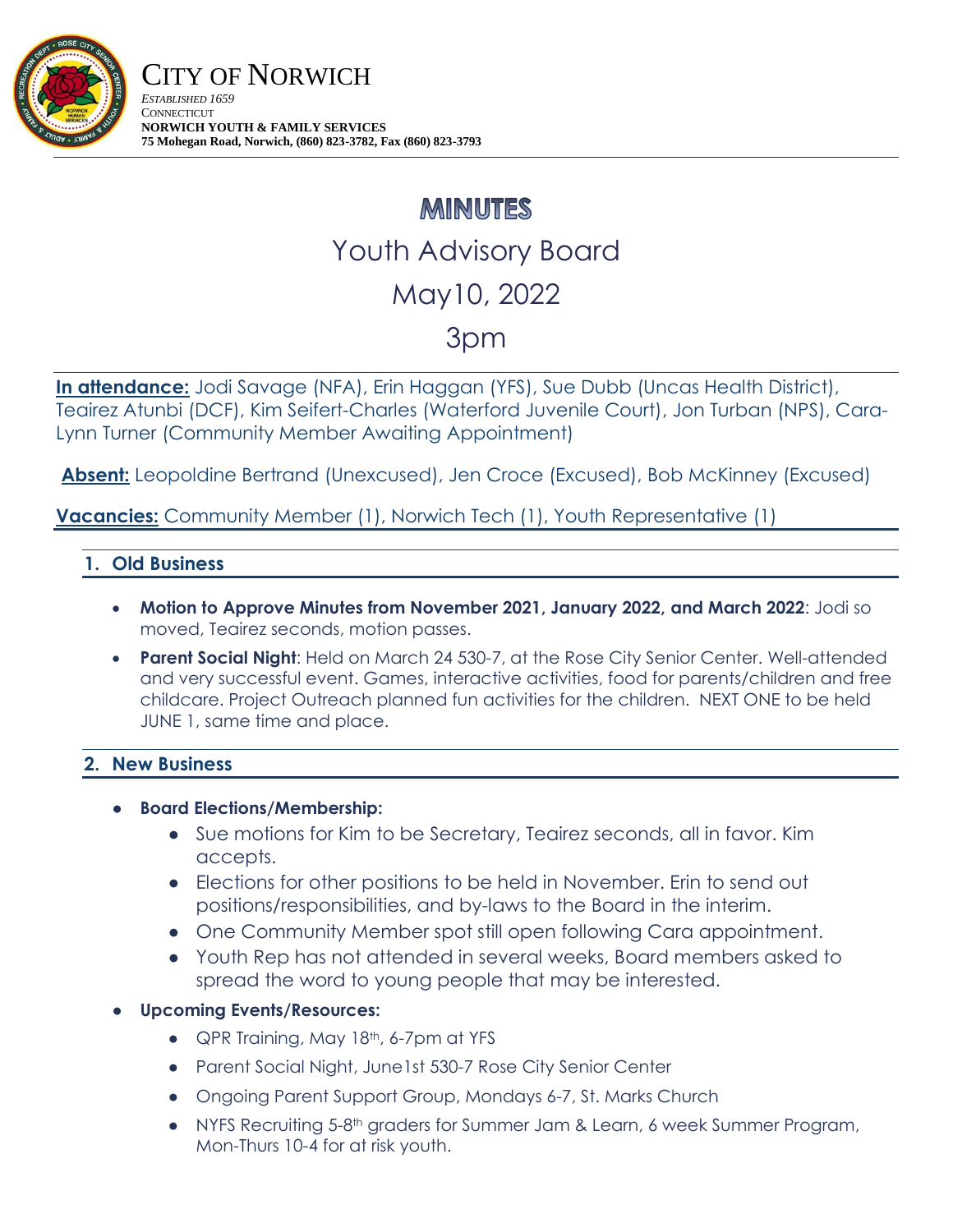# CITY OF NORWICH

*ESTABLISHED 1659*
CONNECTICUT
**NORWICH YOUTH & FAMILY SERVICES**
**75 Mohegan Road, Norwich, (860) 823-3782, Fax (860) 823-3793**

# MINUTES

## Youth Advisory Board

## May10, 2022

## 3pm

**In attendance:** Jodi Savage (NFA), Erin Haggan (YFS), Sue Dubb (Uncas Health District), Teairez Atunbi (DCF), Kim Seifert-Charles (Waterford Juvenile Court), Jon Turban (NPS), Cara-Lynn Turner (Community Member Awaiting Appointment)

**Absent:** Leopoldine Bertrand (Unexcused), Jen Croce (Excused), Bob McKinney (Excused)

**Vacancies:** Community Member (1), Norwich Tech (1), Youth Representative (1)

### 1. Old Business

- **Motion to Approve Minutes from November 2021, January 2022, and March 2022**: Jodi so moved, Teairez seconds, motion passes.
- **Parent Social Night**: Held on March 24 530-7, at the Rose City Senior Center. Well-attended and very successful event. Games, interactive activities, food for parents/children and free childcare. Project Outreach planned fun activities for the children. NEXT ONE to be held JUNE 1, same time and place.

### 2. New Business

- **Board Elections/Membership:**
  - Sue motions for Kim to be Secretary, Teairez seconds, all in favor. Kim accepts.
  - Elections for other positions to be held in November. Erin to send out positions/responsibilities, and by-laws to the Board in the interim.
  - One Community Member spot still open following Cara appointment.
  - Youth Rep has not attended in several weeks, Board members asked to spread the word to young people that may be interested.
- **Upcoming Events/Resources:**
  - QPR Training, May 18th, 6-7pm at YFS
  - Parent Social Night, June1st 530-7 Rose City Senior Center
  - Ongoing Parent Support Group, Mondays 6-7, St. Marks Church
  - NYFS Recruiting 5-8th graders for Summer Jam & Learn, 6 week Summer Program, Mon-Thurs 10-4 for at risk youth.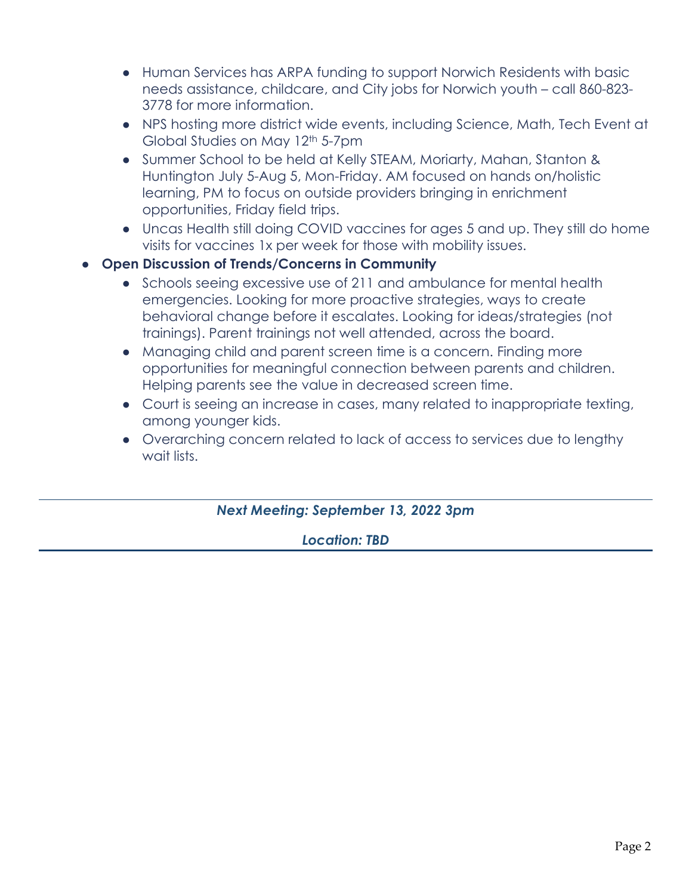- Human Services has ARPA funding to support Norwich Residents with basic needs assistance, childcare, and City jobs for Norwich youth – call 860-823-3778 for more information.
- NPS hosting more district wide events, including Science, Math, Tech Event at Global Studies on May 12th 5-7pm
- Summer School to be held at Kelly STEAM, Moriarty, Mahan, Stanton & Huntington July 5-Aug 5, Mon-Friday. AM focused on hands on/holistic learning, PM to focus on outside providers bringing in enrichment opportunities, Friday field trips.
- Uncas Health still doing COVID vaccines for ages 5 and up. They still do home visits for vaccines 1x per week for those with mobility issues.

- **Open Discussion of Trends/Concerns in Community**
  - Schools seeing excessive use of 211 and ambulance for mental health emergencies. Looking for more proactive strategies, ways to create behavioral change before it escalates. Looking for ideas/strategies (not trainings). Parent trainings not well attended, across the board.
  - Managing child and parent screen time is a concern. Finding more opportunities for meaningful connection between parents and children. Helping parents see the value in decreased screen time.
  - Court is seeing an increase in cases, many related to inappropriate texting, among younger kids.
  - Overarching concern related to lack of access to services due to lengthy wait lists.

---

***Next Meeting: September 13, 2022 3pm***

***Location: TBD***